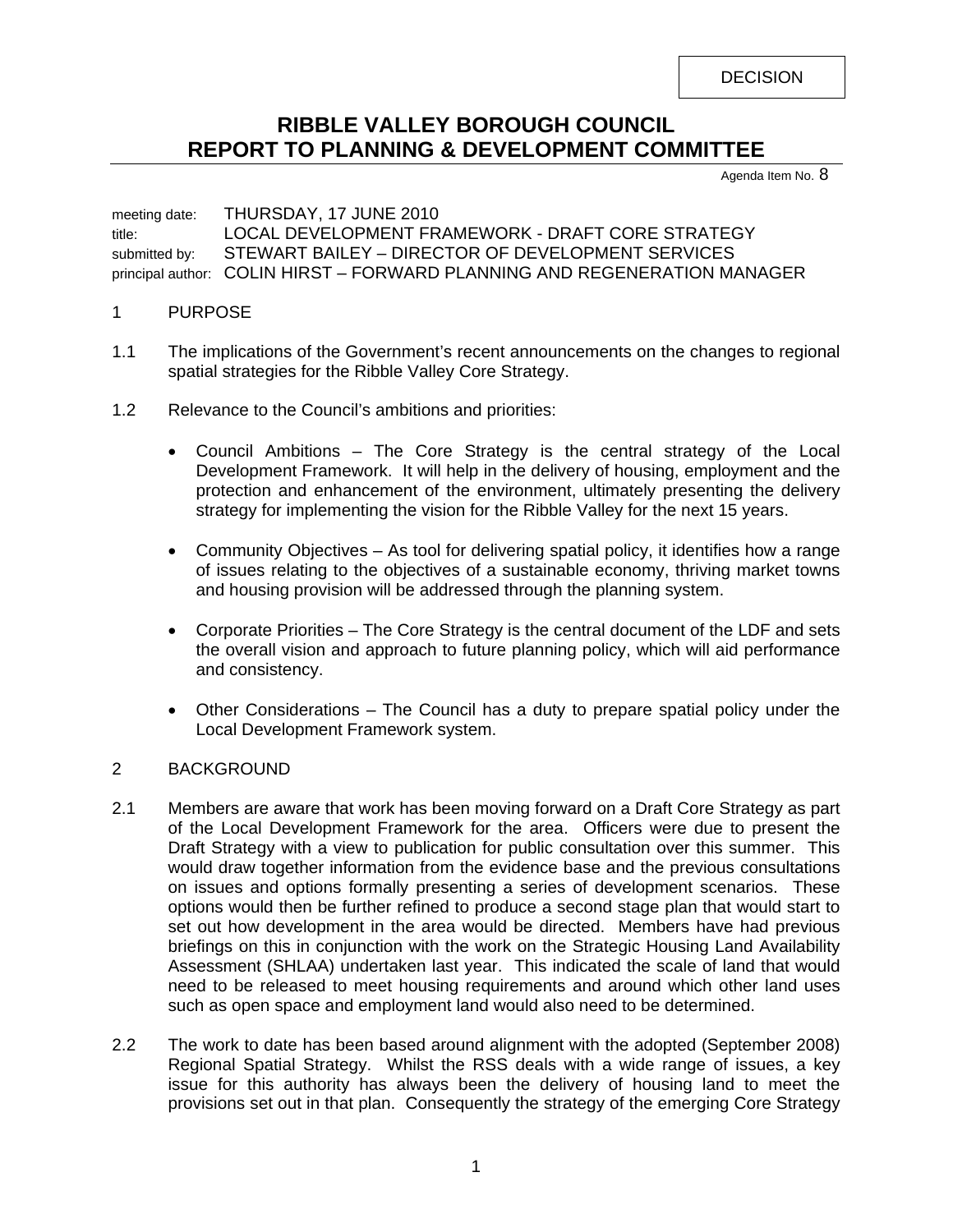DECISION

# RIBBLE VALLEY BOROUGH COUNCIL
# REPORT TO PLANNING & DEVELOPMENT COMMITTEE

Agenda Item No. 8

meeting date: THURSDAY, 17 JUNE 2010
title: LOCAL DEVELOPMENT FRAMEWORK - DRAFT CORE STRATEGY
submitted by: STEWART BAILEY – DIRECTOR OF DEVELOPMENT SERVICES
principal author: COLIN HIRST – FORWARD PLANNING AND REGENERATION MANAGER

## 1 PURPOSE

1.1 The implications of the Government's recent announcements on the changes to regional spatial strategies for the Ribble Valley Core Strategy.

1.2 Relevance to the Council's ambitions and priorities:

- Council Ambitions – The Core Strategy is the central strategy of the Local Development Framework. It will help in the delivery of housing, employment and the protection and enhancement of the environment, ultimately presenting the delivery strategy for implementing the vision for the Ribble Valley for the next 15 years.

- Community Objectives – As tool for delivering spatial policy, it identifies how a range of issues relating to the objectives of a sustainable economy, thriving market towns and housing provision will be addressed through the planning system.

- Corporate Priorities – The Core Strategy is the central document of the LDF and sets the overall vision and approach to future planning policy, which will aid performance and consistency.

- Other Considerations – The Council has a duty to prepare spatial policy under the Local Development Framework system.

## 2 BACKGROUND

2.1 Members are aware that work has been moving forward on a Draft Core Strategy as part of the Local Development Framework for the area. Officers were due to present the Draft Strategy with a view to publication for public consultation over this summer. This would draw together information from the evidence base and the previous consultations on issues and options formally presenting a series of development scenarios. These options would then be further refined to produce a second stage plan that would start to set out how development in the area would be directed. Members have had previous briefings on this in conjunction with the work on the Strategic Housing Land Availability Assessment (SHLAA) undertaken last year. This indicated the scale of land that would need to be released to meet housing requirements and around which other land uses such as open space and employment land would also need to be determined.

2.2 The work to date has been based around alignment with the adopted (September 2008) Regional Spatial Strategy. Whilst the RSS deals with a wide range of issues, a key issue for this authority has always been the delivery of housing land to meet the provisions set out in that plan. Consequently the strategy of the emerging Core Strategy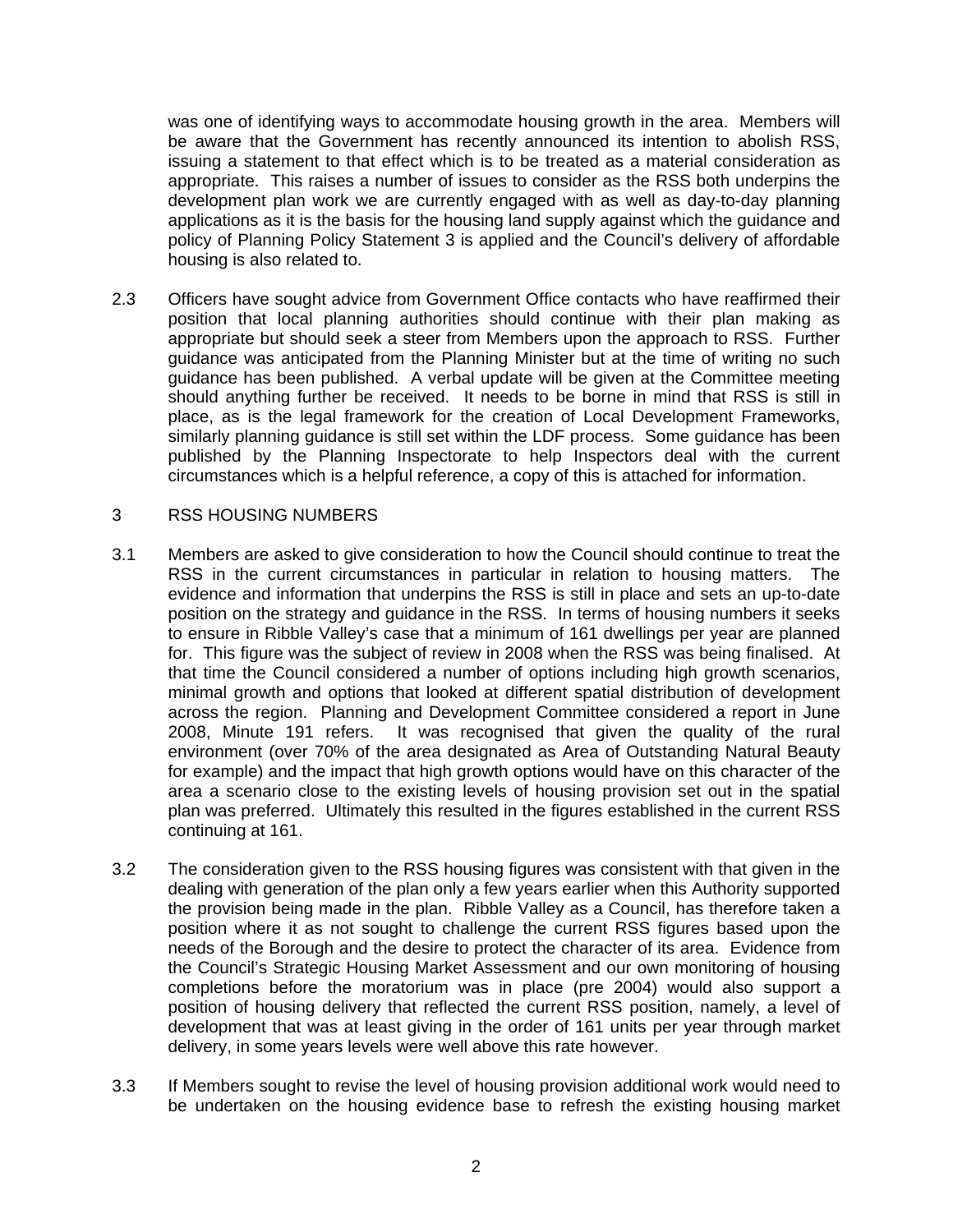was one of identifying ways to accommodate housing growth in the area. Members will be aware that the Government has recently announced its intention to abolish RSS, issuing a statement to that effect which is to be treated as a material consideration as appropriate. This raises a number of issues to consider as the RSS both underpins the development plan work we are currently engaged with as well as day-to-day planning applications as it is the basis for the housing land supply against which the guidance and policy of Planning Policy Statement 3 is applied and the Council's delivery of affordable housing is also related to.

2.3 Officers have sought advice from Government Office contacts who have reaffirmed their position that local planning authorities should continue with their plan making as appropriate but should seek a steer from Members upon the approach to RSS. Further guidance was anticipated from the Planning Minister but at the time of writing no such guidance has been published. A verbal update will be given at the Committee meeting should anything further be received. It needs to be borne in mind that RSS is still in place, as is the legal framework for the creation of Local Development Frameworks, similarly planning guidance is still set within the LDF process. Some guidance has been published by the Planning Inspectorate to help Inspectors deal with the current circumstances which is a helpful reference, a copy of this is attached for information.

## 3 RSS HOUSING NUMBERS

3.1 Members are asked to give consideration to how the Council should continue to treat the RSS in the current circumstances in particular in relation to housing matters. The evidence and information that underpins the RSS is still in place and sets an up-to-date position on the strategy and guidance in the RSS. In terms of housing numbers it seeks to ensure in Ribble Valley's case that a minimum of 161 dwellings per year are planned for. This figure was the subject of review in 2008 when the RSS was being finalised. At that time the Council considered a number of options including high growth scenarios, minimal growth and options that looked at different spatial distribution of development across the region. Planning and Development Committee considered a report in June 2008, Minute 191 refers. It was recognised that given the quality of the rural environment (over 70% of the area designated as Area of Outstanding Natural Beauty for example) and the impact that high growth options would have on this character of the area a scenario close to the existing levels of housing provision set out in the spatial plan was preferred. Ultimately this resulted in the figures established in the current RSS continuing at 161.

3.2 The consideration given to the RSS housing figures was consistent with that given in the dealing with generation of the plan only a few years earlier when this Authority supported the provision being made in the plan. Ribble Valley as a Council, has therefore taken a position where it as not sought to challenge the current RSS figures based upon the needs of the Borough and the desire to protect the character of its area. Evidence from the Council's Strategic Housing Market Assessment and our own monitoring of housing completions before the moratorium was in place (pre 2004) would also support a position of housing delivery that reflected the current RSS position, namely, a level of development that was at least giving in the order of 161 units per year through market delivery, in some years levels were well above this rate however.

3.3 If Members sought to revise the level of housing provision additional work would need to be undertaken on the housing evidence base to refresh the existing housing market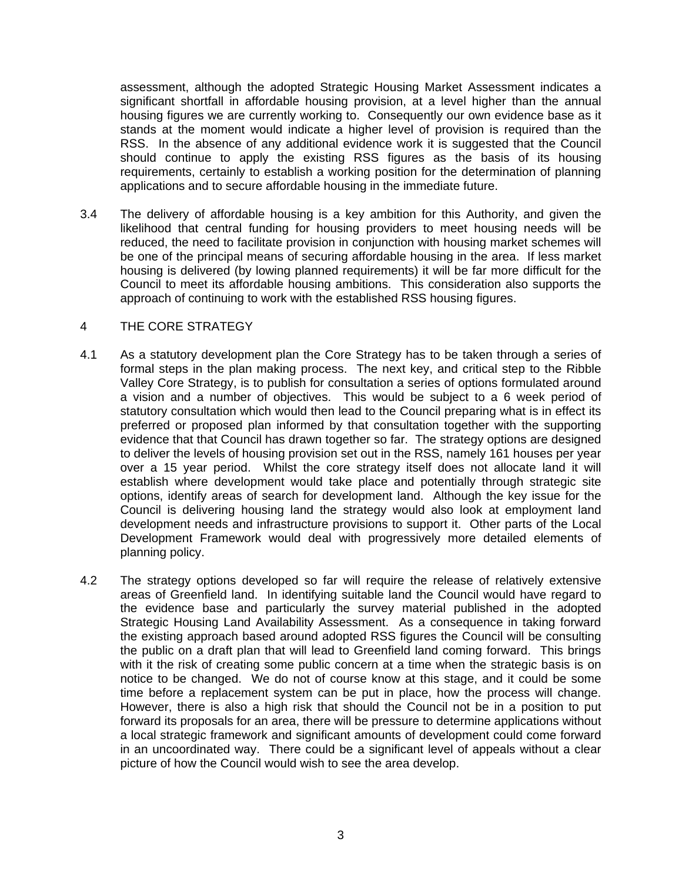assessment, although the adopted Strategic Housing Market Assessment indicates a significant shortfall in affordable housing provision, at a level higher than the annual housing figures we are currently working to. Consequently our own evidence base as it stands at the moment would indicate a higher level of provision is required than the RSS. In the absence of any additional evidence work it is suggested that the Council should continue to apply the existing RSS figures as the basis of its housing requirements, certainly to establish a working position for the determination of planning applications and to secure affordable housing in the immediate future.

3.4 The delivery of affordable housing is a key ambition for this Authority, and given the likelihood that central funding for housing providers to meet housing needs will be reduced, the need to facilitate provision in conjunction with housing market schemes will be one of the principal means of securing affordable housing in the area. If less market housing is delivered (by lowing planned requirements) it will be far more difficult for the Council to meet its affordable housing ambitions. This consideration also supports the approach of continuing to work with the established RSS housing figures.

## 4 THE CORE STRATEGY

4.1 As a statutory development plan the Core Strategy has to be taken through a series of formal steps in the plan making process. The next key, and critical step to the Ribble Valley Core Strategy, is to publish for consultation a series of options formulated around a vision and a number of objectives. This would be subject to a 6 week period of statutory consultation which would then lead to the Council preparing what is in effect its preferred or proposed plan informed by that consultation together with the supporting evidence that that Council has drawn together so far. The strategy options are designed to deliver the levels of housing provision set out in the RSS, namely 161 houses per year over a 15 year period. Whilst the core strategy itself does not allocate land it will establish where development would take place and potentially through strategic site options, identify areas of search for development land. Although the key issue for the Council is delivering housing land the strategy would also look at employment land development needs and infrastructure provisions to support it. Other parts of the Local Development Framework would deal with progressively more detailed elements of planning policy.

4.2 The strategy options developed so far will require the release of relatively extensive areas of Greenfield land. In identifying suitable land the Council would have regard to the evidence base and particularly the survey material published in the adopted Strategic Housing Land Availability Assessment. As a consequence in taking forward the existing approach based around adopted RSS figures the Council will be consulting the public on a draft plan that will lead to Greenfield land coming forward. This brings with it the risk of creating some public concern at a time when the strategic basis is on notice to be changed. We do not of course know at this stage, and it could be some time before a replacement system can be put in place, how the process will change. However, there is also a high risk that should the Council not be in a position to put forward its proposals for an area, there will be pressure to determine applications without a local strategic framework and significant amounts of development could come forward in an uncoordinated way. There could be a significant level of appeals without a clear picture of how the Council would wish to see the area develop.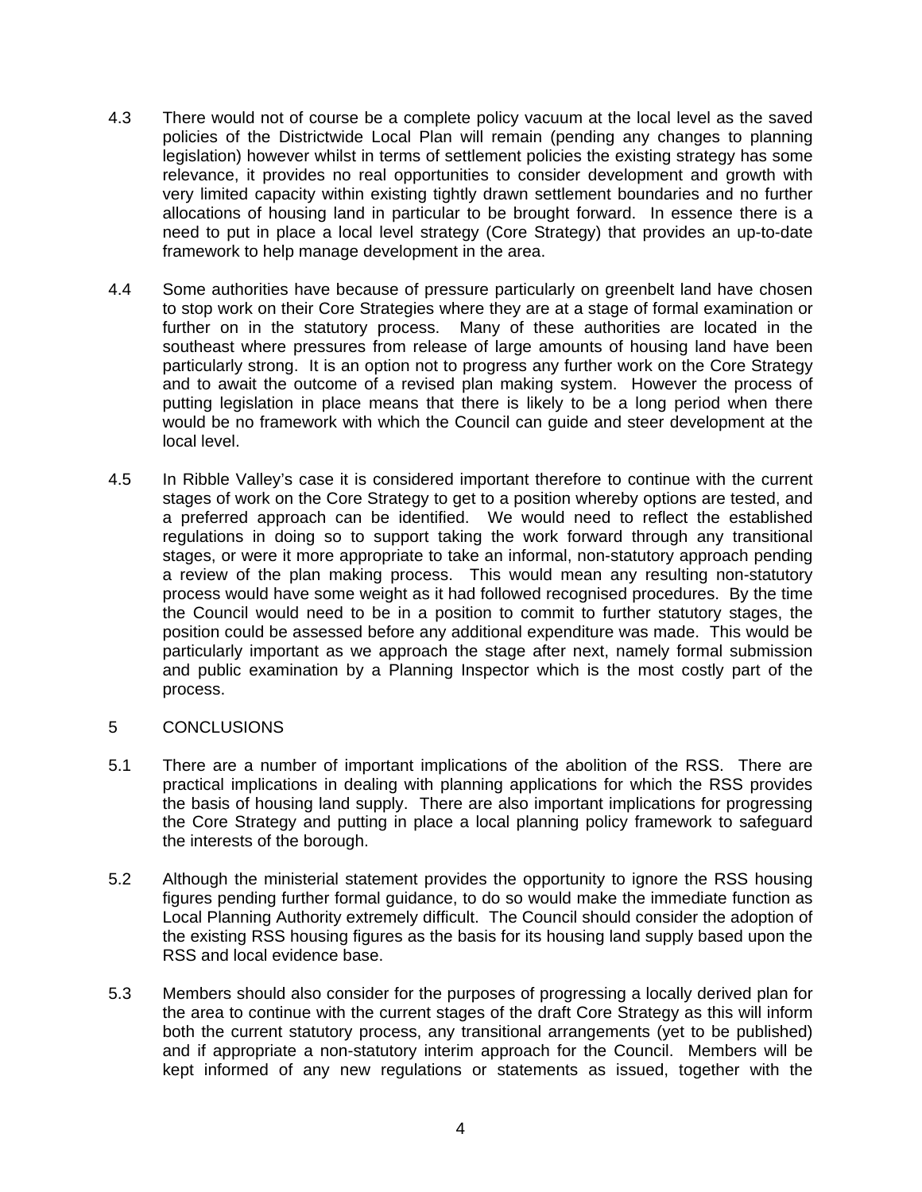4.3 There would not of course be a complete policy vacuum at the local level as the saved policies of the Districtwide Local Plan will remain (pending any changes to planning legislation) however whilst in terms of settlement policies the existing strategy has some relevance, it provides no real opportunities to consider development and growth with very limited capacity within existing tightly drawn settlement boundaries and no further allocations of housing land in particular to be brought forward. In essence there is a need to put in place a local level strategy (Core Strategy) that provides an up-to-date framework to help manage development in the area.

4.4 Some authorities have because of pressure particularly on greenbelt land have chosen to stop work on their Core Strategies where they are at a stage of formal examination or further on in the statutory process. Many of these authorities are located in the southeast where pressures from release of large amounts of housing land have been particularly strong. It is an option not to progress any further work on the Core Strategy and to await the outcome of a revised plan making system. However the process of putting legislation in place means that there is likely to be a long period when there would be no framework with which the Council can guide and steer development at the local level.

4.5 In Ribble Valley's case it is considered important therefore to continue with the current stages of work on the Core Strategy to get to a position whereby options are tested, and a preferred approach can be identified. We would need to reflect the established regulations in doing so to support taking the work forward through any transitional stages, or were it more appropriate to take an informal, non-statutory approach pending a review of the plan making process. This would mean any resulting non-statutory process would have some weight as it had followed recognised procedures. By the time the Council would need to be in a position to commit to further statutory stages, the position could be assessed before any additional expenditure was made. This would be particularly important as we approach the stage after next, namely formal submission and public examination by a Planning Inspector which is the most costly part of the process.

## 5 CONCLUSIONS

5.1 There are a number of important implications of the abolition of the RSS. There are practical implications in dealing with planning applications for which the RSS provides the basis of housing land supply. There are also important implications for progressing the Core Strategy and putting in place a local planning policy framework to safeguard the interests of the borough.

5.2 Although the ministerial statement provides the opportunity to ignore the RSS housing figures pending further formal guidance, to do so would make the immediate function as Local Planning Authority extremely difficult. The Council should consider the adoption of the existing RSS housing figures as the basis for its housing land supply based upon the RSS and local evidence base.

5.3 Members should also consider for the purposes of progressing a locally derived plan for the area to continue with the current stages of the draft Core Strategy as this will inform both the current statutory process, any transitional arrangements (yet to be published) and if appropriate a non-statutory interim approach for the Council. Members will be kept informed of any new regulations or statements as issued, together with the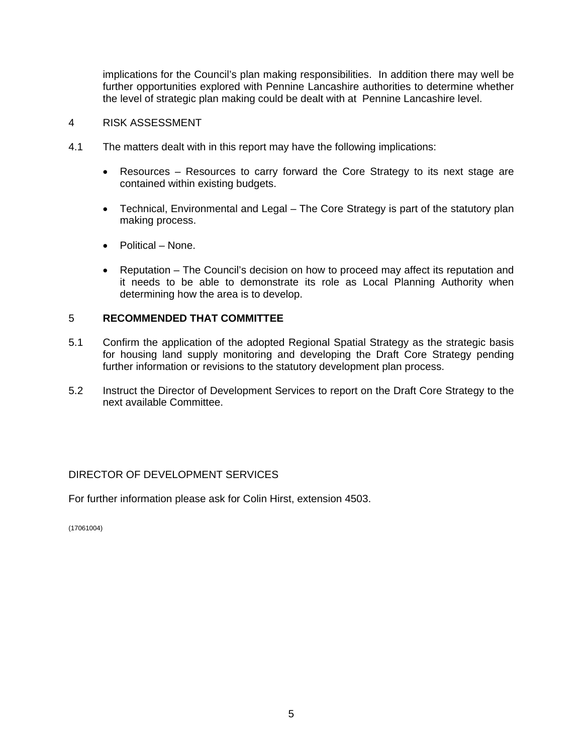implications for the Council's plan making responsibilities. In addition there may well be further opportunities explored with Pennine Lancashire authorities to determine whether the level of strategic plan making could be dealt with at Pennine Lancashire level.

4 RISK ASSESSMENT

4.1 The matters dealt with in this report may have the following implications:

- Resources – Resources to carry forward the Core Strategy to its next stage are contained within existing budgets.

- Technical, Environmental and Legal – The Core Strategy is part of the statutory plan making process.

- Political – None.

- Reputation – The Council's decision on how to proceed may affect its reputation and it needs to be able to demonstrate its role as Local Planning Authority when determining how the area is to develop.

5 **RECOMMENDED THAT COMMITTEE**

5.1 Confirm the application of the adopted Regional Spatial Strategy as the strategic basis for housing land supply monitoring and developing the Draft Core Strategy pending further information or revisions to the statutory development plan process.

5.2 Instruct the Director of Development Services to report on the Draft Core Strategy to the next available Committee.

DIRECTOR OF DEVELOPMENT SERVICES

For further information please ask for Colin Hirst, extension 4503.

(17061004)